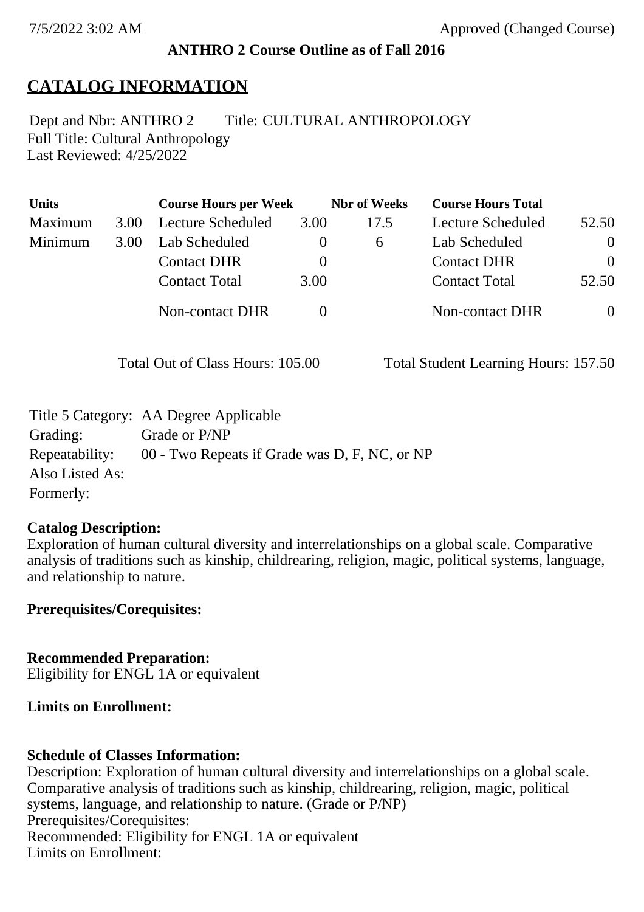**ANTHRO 2 Course Outline as of Fall 2016**

# CATALOG INFORMATION

Dept and Nbr: ANTHRO 2 Title: CULTURAL ANTHROPOLOGY
Full Title: Cultural Anthropology
Last Reviewed: 4/25/2022

| Units | | Course Hours per Week | | Nbr of Weeks | Course Hours Total | |
|---|---|---|---|---|---|---|
| Maximum | 3.00 | Lecture Scheduled | 3.00 | 17.5 | Lecture Scheduled | 52.50 |
| Minimum | 3.00 | Lab Scheduled | 0 | 6 | Lab Scheduled | 0 |
| | | Contact DHR | 0 | | Contact DHR | 0 |
| | | Contact Total | 3.00 | | Contact Total | 52.50 |
| | | Non-contact DHR | 0 | | Non-contact DHR | 0 |

Total Out of Class Hours: 105.00 Total Student Learning Hours: 157.50

Title 5 Category: AA Degree Applicable
Grading: Grade or P/NP
Repeatability: 00 - Two Repeats if Grade was D, F, NC, or NP
Also Listed As:
Formerly:

**Catalog Description:**
Exploration of human cultural diversity and interrelationships on a global scale. Comparative analysis of traditions such as kinship, childrearing, religion, magic, political systems, language, and relationship to nature.

**Prerequisites/Corequisites:**

**Recommended Preparation:**
Eligibility for ENGL 1A or equivalent

**Limits on Enrollment:**

**Schedule of Classes Information:**
Description: Exploration of human cultural diversity and interrelationships on a global scale. Comparative analysis of traditions such as kinship, childrearing, religion, magic, political systems, language, and relationship to nature. (Grade or P/NP)
Prerequisites/Corequisites:
Recommended: Eligibility for ENGL 1A or equivalent
Limits on Enrollment: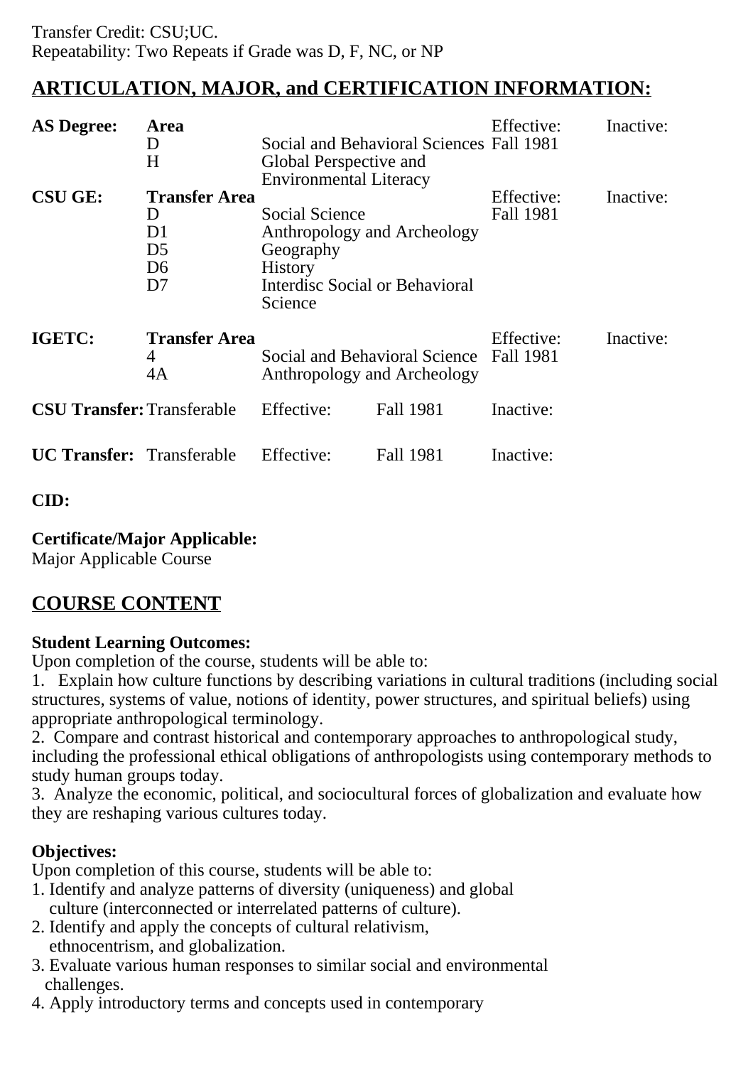Transfer Credit: CSU;UC.
Repeatability: Two Repeats if Grade was D, F, NC, or NP

## ARTICULATION, MAJOR, and CERTIFICATION INFORMATION:

| **AS Degree:** | **Area** | | Effective: | Inactive: |
|---|---|---|---|---|
| | D | Social and Behavioral Sciences | Fall 1981 | |
| | H | Global Perspective and Environmental Literacy | | |
| **CSU GE:** | **Transfer Area** | | Effective: | Inactive: |
| | D | Social Science | Fall 1981 | |
| | D1 | Anthropology and Archeology | | |
| | D5 | Geography | | |
| | D6 | History | | |
| | D7 | Interdisc Social or Behavioral Science | | |
| **IGETC:** | **Transfer Area** | | Effective: | Inactive: |
| | 4 | Social and Behavioral Science | Fall 1981 | |
| | 4A | Anthropology and Archeology | | |

| **CSU Transfer:** | Transferable | Effective: | Fall 1981 | Inactive: |
|---|---|---|---|---|
| **UC Transfer:** | Transferable | Effective: | Fall 1981 | Inactive: |

**CID:**

**Certificate/Major Applicable:**
Major Applicable Course

## COURSE CONTENT

**Student Learning Outcomes:**
Upon completion of the course, students will be able to:
1. Explain how culture functions by describing variations in cultural traditions (including social structures, systems of value, notions of identity, power structures, and spiritual beliefs) using appropriate anthropological terminology.
2. Compare and contrast historical and contemporary approaches to anthropological study, including the professional ethical obligations of anthropologists using contemporary methods to study human groups today.
3. Analyze the economic, political, and sociocultural forces of globalization and evaluate how they are reshaping various cultures today.

**Objectives:**
Upon completion of this course, students will be able to:
1. Identify and analyze patterns of diversity (uniqueness) and global culture (interconnected or interrelated patterns of culture).
2. Identify and apply the concepts of cultural relativism, ethnocentrism, and globalization.
3. Evaluate various human responses to similar social and environmental challenges.
4. Apply introductory terms and concepts used in contemporary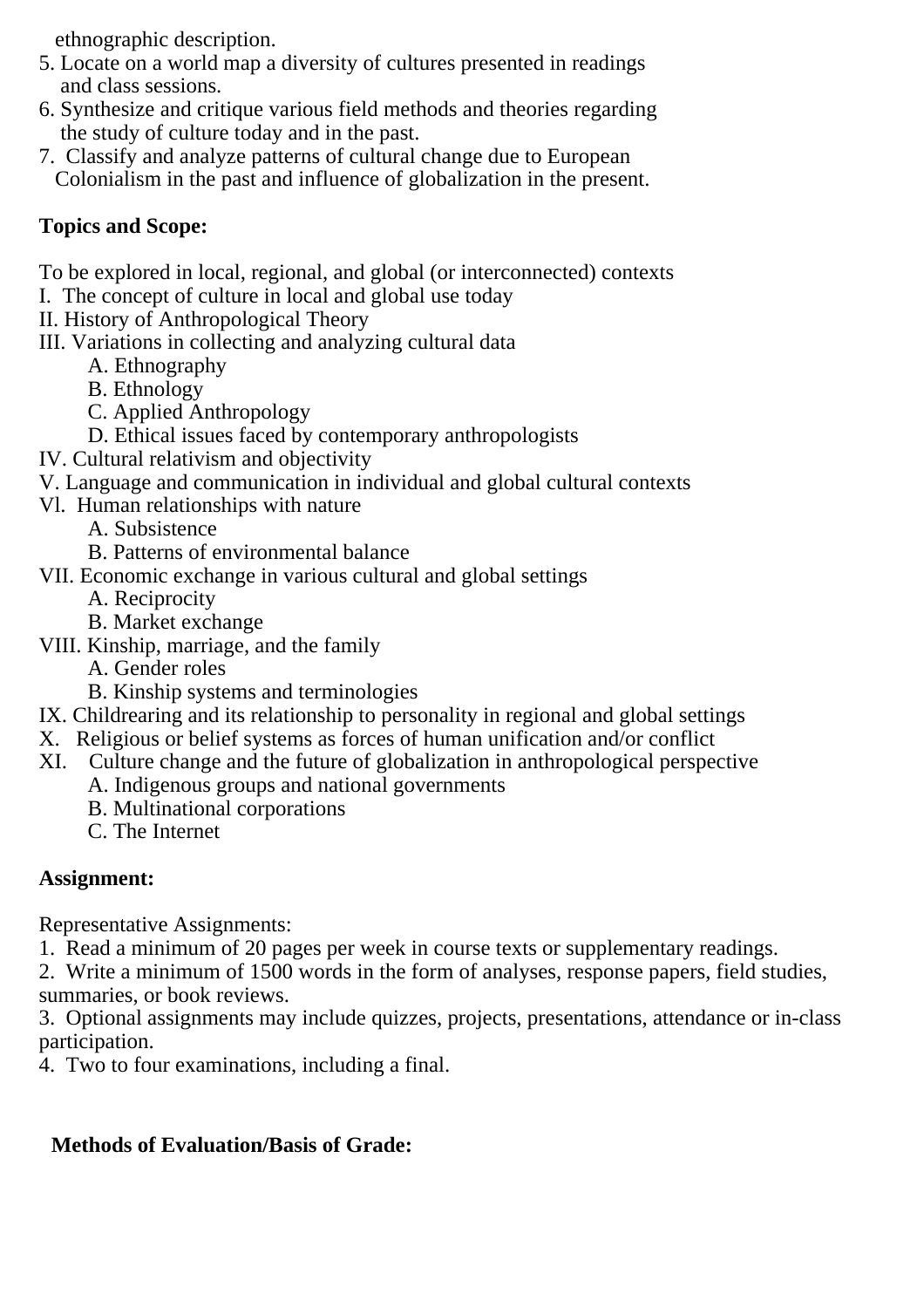ethnographic description.

5. Locate on a world map a diversity of cultures presented in readings and class sessions.
6. Synthesize and critique various field methods and theories regarding the study of culture today and in the past.
7. Classify and analyze patterns of cultural change due to European Colonialism in the past and influence of globalization in the present.

**Topics and Scope:**

To be explored in local, regional, and global (or interconnected) contexts

I. The concept of culture in local and global use today

II. History of Anthropological Theory

III. Variations in collecting and analyzing cultural data

- A. Ethnography
- B. Ethnology
- C. Applied Anthropology
- D. Ethical issues faced by contemporary anthropologists

IV. Cultural relativism and objectivity

V. Language and communication in individual and global cultural contexts

VI. Human relationships with nature

- A. Subsistence
- B. Patterns of environmental balance

VII. Economic exchange in various cultural and global settings

- A. Reciprocity
- B. Market exchange

VIII. Kinship, marriage, and the family

- A. Gender roles
- B. Kinship systems and terminologies

IX. Childrearing and its relationship to personality in regional and global settings

X. Religious or belief systems as forces of human unification and/or conflict

XI. Culture change and the future of globalization in anthropological perspective

- A. Indigenous groups and national governments
- B. Multinational corporations
- C. The Internet

**Assignment:**

Representative Assignments:

1. Read a minimum of 20 pages per week in course texts or supplementary readings.
2. Write a minimum of 1500 words in the form of analyses, response papers, field studies, summaries, or book reviews.
3. Optional assignments may include quizzes, projects, presentations, attendance or in-class participation.
4. Two to four examinations, including a final.

**Methods of Evaluation/Basis of Grade:**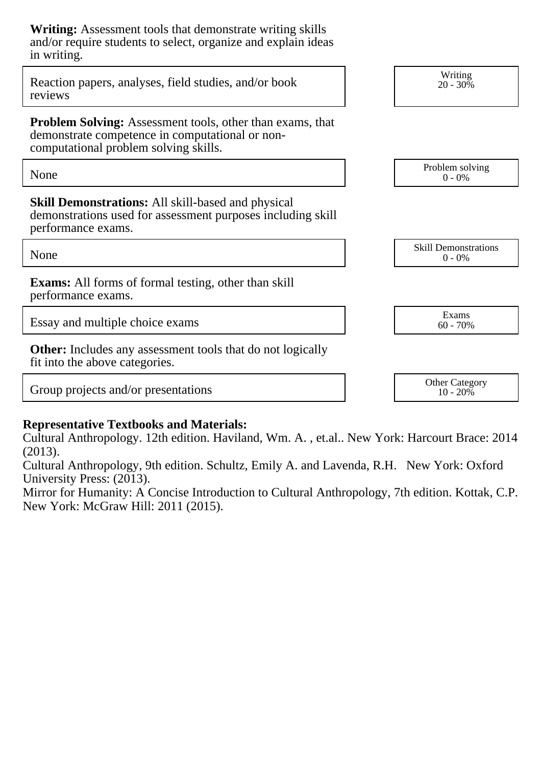**Writing:** Assessment tools that demonstrate writing skills and/or require students to select, organize and explain ideas in writing.

| | |
|---|---|
| Reaction papers, analyses, field studies, and/or book reviews | Writing<br>20 - 30% |

**Problem Solving:** Assessment tools, other than exams, that demonstrate competence in computational or non-computational problem solving skills.

| | |
|---|---|
| None | Problem solving<br>0 - 0% |

**Skill Demonstrations:** All skill-based and physical demonstrations used for assessment purposes including skill performance exams.

| | |
|---|---|
| None | Skill Demonstrations<br>0 - 0% |

**Exams:** All forms of formal testing, other than skill performance exams.

| | |
|---|---|
| Essay and multiple choice exams | Exams<br>60 - 70% |

**Other:** Includes any assessment tools that do not logically fit into the above categories.

| | |
|---|---|
| Group projects and/or presentations | Other Category<br>10 - 20% |

**Representative Textbooks and Materials:**

Cultural Anthropology. 12th edition. Haviland, Wm. A. , et.al.. New York: Harcourt Brace: 2014 (2013).

Cultural Anthropology, 9th edition. Schultz, Emily A. and Lavenda, R.H. New York: Oxford University Press: (2013).

Mirror for Humanity: A Concise Introduction to Cultural Anthropology, 7th edition. Kottak, C.P. New York: McGraw Hill: 2011 (2015).